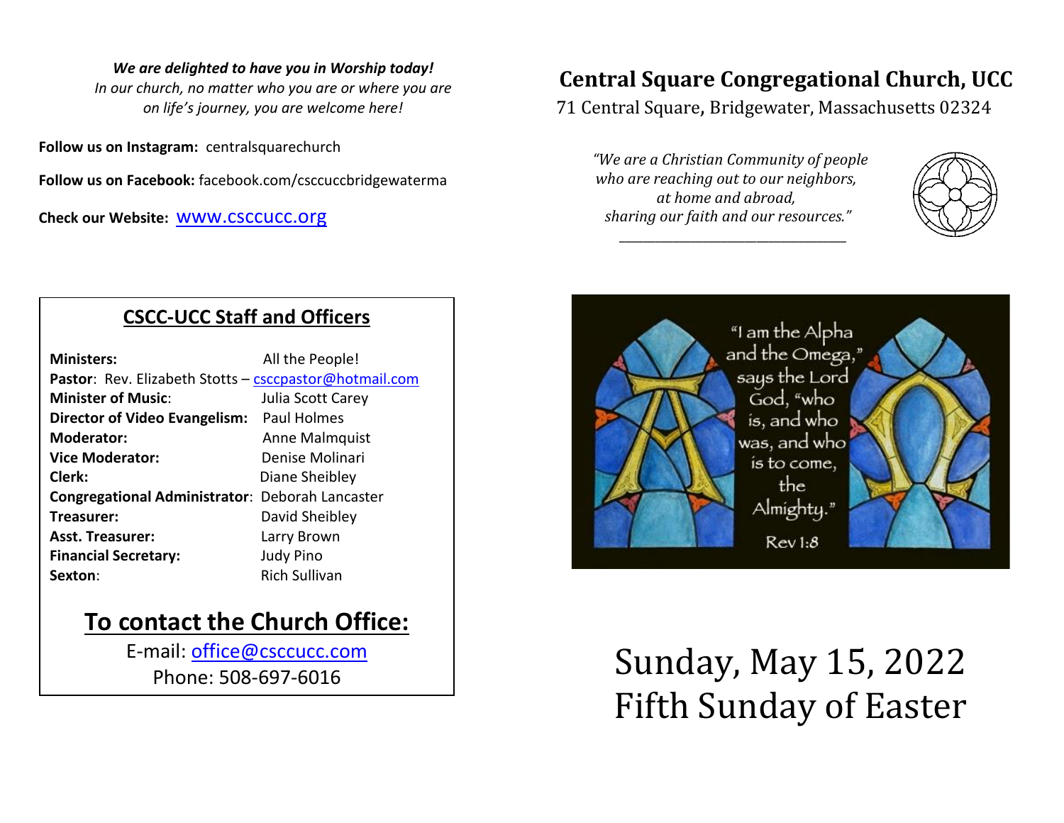***We are delighted to have you in Worship today!***
*In our church, no matter who you are or where you are on life's journey, you are welcome here!*

**Follow us on Instagram:** centralsquarechurch

**Follow us on Facebook:** facebook.com/csccuccbridgewaterma

**Check our Website:** www.csccucc.org

## CSCC-UCC Staff and Officers

| | |
|---|---|
| **Ministers:** | All the People! |
| **Pastor**: Rev. Elizabeth Stotts – csccpastor@hotmail.com | |
| **Minister of Music**: | Julia Scott Carey |
| **Director of Video Evangelism:** | Paul Holmes |
| **Moderator:** | Anne Malmquist |
| **Vice Moderator:** | Denise Molinari |
| **Clerk:** | Diane Sheibley |
| **Congregational Administrator**: | Deborah Lancaster |
| **Treasurer:** | David Sheibley |
| **Asst. Treasurer:** | Larry Brown |
| **Financial Secretary:** | Judy Pino |
| **Sexton**: | Rich Sullivan |

## To contact the Church Office:

E-mail: office@csccucc.com
Phone: 508-697-6016

# Central Square Congregational Church, UCC

71 Central Square, Bridgewater, Massachusetts 02324

*"We are a Christian Community of people who are reaching out to our neighbors, at home and abroad, sharing our faith and our resources."*

"I am the Alpha and the Omega," says the Lord God, "who is, and who was, and who is to come, the Almighty." Rev 1:8

# Sunday, May 15, 2022
# Fifth Sunday of Easter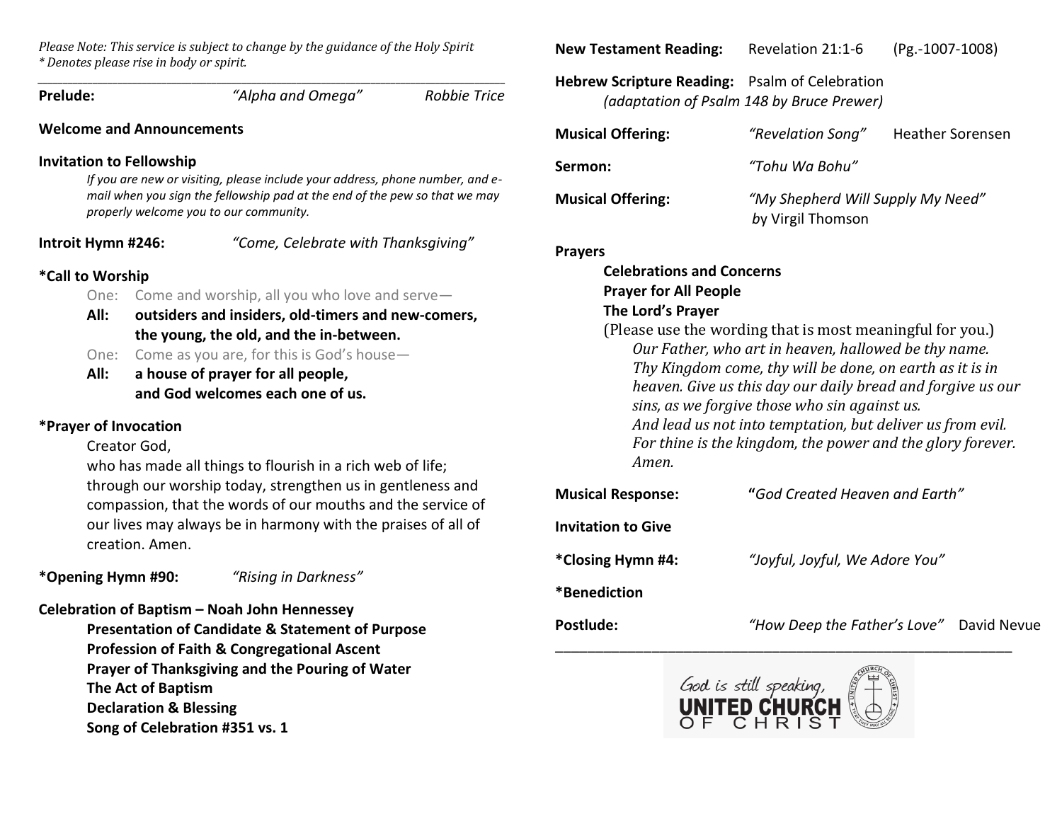*Please Note: This service is subject to change by the guidance of the Holy Spirit*
*\* Denotes please rise in body or spirit.*

---

**Prelude:** *"Alpha and Omega"* *Robbie Trice*

**Welcome and Announcements**

**Invitation to Fellowship**

*If you are new or visiting, please include your address, phone number, and e-mail when you sign the fellowship pad at the end of the pew so that we may properly welcome you to our community.*

**Introit Hymn #246:** *"Come, Celebrate with Thanksgiving"*

**\*Call to Worship**

One: Come and worship, all you who love and serve—

**All: outsiders and insiders, old-timers and new-comers, the young, the old, and the in-between.**

One: Come as you are, for this is God's house—

**All: a house of prayer for all people, and God welcomes each one of us.**

**\*Prayer of Invocation**

Creator God,
who has made all things to flourish in a rich web of life; through our worship today, strengthen us in gentleness and compassion, that the words of our mouths and the service of our lives may always be in harmony with the praises of all of creation. Amen.

**\*Opening Hymn #90:** *"Rising in Darkness"*

**Celebration of Baptism – Noah John Hennessey**

**Presentation of Candidate & Statement of Purpose**
**Profession of Faith & Congregational Ascent**
**Prayer of Thanksgiving and the Pouring of Water**
**The Act of Baptism**
**Declaration & Blessing**
**Song of Celebration #351 vs. 1**

**New Testament Reading:** Revelation 21:1-6 (Pg.-1007-1008)

**Hebrew Scripture Reading:** Psalm of Celebration
*(adaptation of Psalm 148 by Bruce Prewer)*

**Musical Offering:** *"Revelation Song"* Heather Sorensen

**Sermon:** *"Tohu Wa Bohu"*

**Musical Offering:** *"My Shepherd Will Supply My Need"* *by* Virgil Thomson

**Prayers**

**Celebrations and Concerns**
**Prayer for All People**
**The Lord's Prayer**

(Please use the wording that is most meaningful for you.)

*Our Father, who art in heaven, hallowed be thy name.*
*Thy Kingdom come, thy will be done, on earth as it is in heaven. Give us this day our daily bread and forgive us our sins, as we forgive those who sin against us.*
*And lead us not into temptation, but deliver us from evil.*
*For thine is the kingdom, the power and the glory forever.*
*Amen.*

**Musical Response:** **"***God Created Heaven and Earth"*

**Invitation to Give**

**\*Closing Hymn #4:** *"Joyful, Joyful, We Adore You"*

**\*Benediction**

**Postlude:** *"How Deep the Father's Love"* David Nevue

---

God is still speaking,
UNITED CHURCH OF CHRIST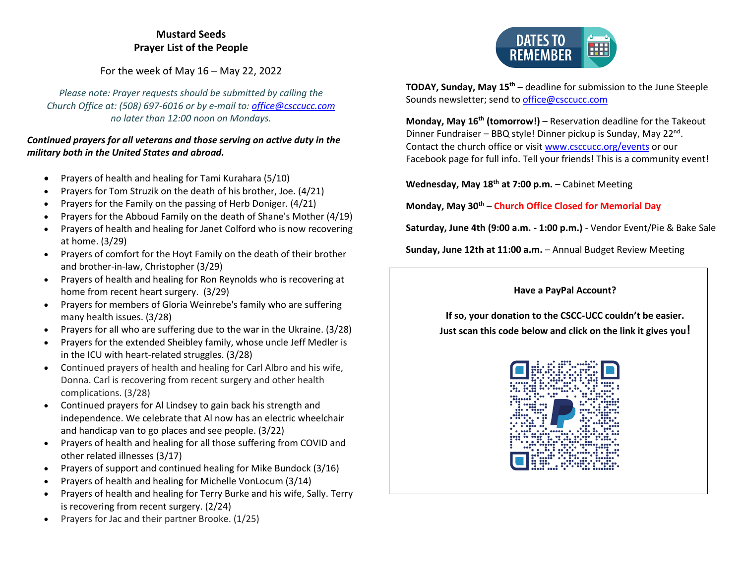**Mustard Seeds**
**Prayer List of the People**

For the week of May 16 – May 22, 2022

*Please note: Prayer requests should be submitted by calling the Church Office at: (508) 697-6016 or by e-mail to: office@csccucc.com no later than 12:00 noon on Mondays.*

***Continued prayers for all veterans and those serving on active duty in the military both in the United States and abroad.***

- Prayers of health and healing for Tami Kurahara (5/10)
- Prayers for Tom Struzik on the death of his brother, Joe. (4/21)
- Prayers for the Family on the passing of Herb Doniger. (4/21)
- Prayers for the Abboud Family on the death of Shane's Mother (4/19)
- Prayers of health and healing for Janet Colford who is now recovering at home. (3/29)
- Prayers of comfort for the Hoyt Family on the death of their brother and brother-in-law, Christopher (3/29)
- Prayers of health and healing for Ron Reynolds who is recovering at home from recent heart surgery. (3/29)
- Prayers for members of Gloria Weinrebe's family who are suffering many health issues. (3/28)
- Prayers for all who are suffering due to the war in the Ukraine. (3/28)
- Prayers for the extended Sheibley family, whose uncle Jeff Medler is in the ICU with heart-related struggles. (3/28)
- Continued prayers of health and healing for Carl Albro and his wife, Donna. Carl is recovering from recent surgery and other health complications. (3/28)
- Continued prayers for Al Lindsey to gain back his strength and independence. We celebrate that Al now has an electric wheelchair and handicap van to go places and see people. (3/22)
- Prayers of health and healing for all those suffering from COVID and other related illnesses (3/17)
- Prayers of support and continued healing for Mike Bundock (3/16)
- Prayers of health and healing for Michelle VonLocum (3/14)
- Prayers of health and healing for Terry Burke and his wife, Sally. Terry is recovering from recent surgery. (2/24)
- Prayers for Jac and their partner Brooke. (1/25)

## DATES TO REMEMBER

**TODAY, Sunday, May 15th** – deadline for submission to the June Steeple Sounds newsletter; send to office@csccucc.com

**Monday, May 16th (tomorrow!)** – Reservation deadline for the Takeout Dinner Fundraiser – BBQ style! Dinner pickup is Sunday, May 22nd. Contact the church office or visit www.csccucc.org/events or our Facebook page for full info. Tell your friends! This is a community event!

**Wednesday, May 18th at 7:00 p.m.** – Cabinet Meeting

**Monday, May 30th** – **Church Office Closed for Memorial Day**

**Saturday, June 4th (9:00 a.m. - 1:00 p.m.)** - Vendor Event/Pie & Bake Sale

**Sunday, June 12th at 11:00 a.m.** – Annual Budget Review Meeting

**Have a PayPal Account?**

**If so, your donation to the CSCC-UCC couldn't be easier. Just scan this code below and click on the link it gives you!**